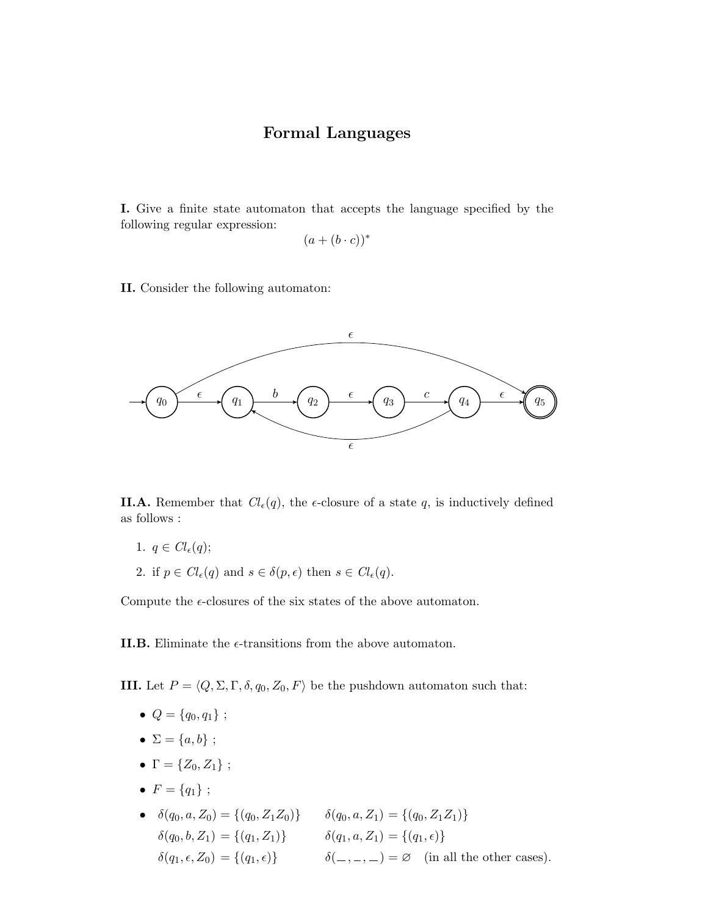# Formal Languages

**I.** Give a finite state automaton that accepts the language specified by the following regular expression:

$$(a + (b \cdot c))^*$$

**II.** Consider the following automaton:

**II.A.** Remember that $Cl_\epsilon(q)$, the $\epsilon$-closure of a state $q$, is inductively defined as follows :

1. $q \in Cl_\epsilon(q)$;
2. if $p \in Cl_\epsilon(q)$ and $s \in \delta(p, \epsilon)$ then $s \in Cl_\epsilon(q)$.

Compute the $\epsilon$-closures of the six states of the above automaton.

**II.B.** Eliminate the $\epsilon$-transitions from the above automaton.

**III.** Let $P = \langle Q, \Sigma, \Gamma, \delta, q_0, Z_0, F \rangle$ be the pushdown automaton such that:

- $Q = \{q_0, q_1\}$ ;
- $\Sigma = \{a, b\}$ ;
- $\Gamma = \{Z_0, Z_1\}$ ;
- $F = \{q_1\}$ ;
- $\delta(q_0, a, Z_0) = \{(q_0, Z_1 Z_0)\}$ $\quad$ $\delta(q_0, a, Z_1) = \{(q_0, Z_1 Z_1)\}$
  $\delta(q_0, b, Z_1) = \{(q_1, Z_1)\}$ $\quad$ $\delta(q_1, a, Z_1) = \{(q_1, \epsilon)\}$
  $\delta(q_1, \epsilon, Z_0) = \{(q_1, \epsilon)\}$ $\quad$ $\delta(\_, \_, \_) = \varnothing$ (in all the other cases).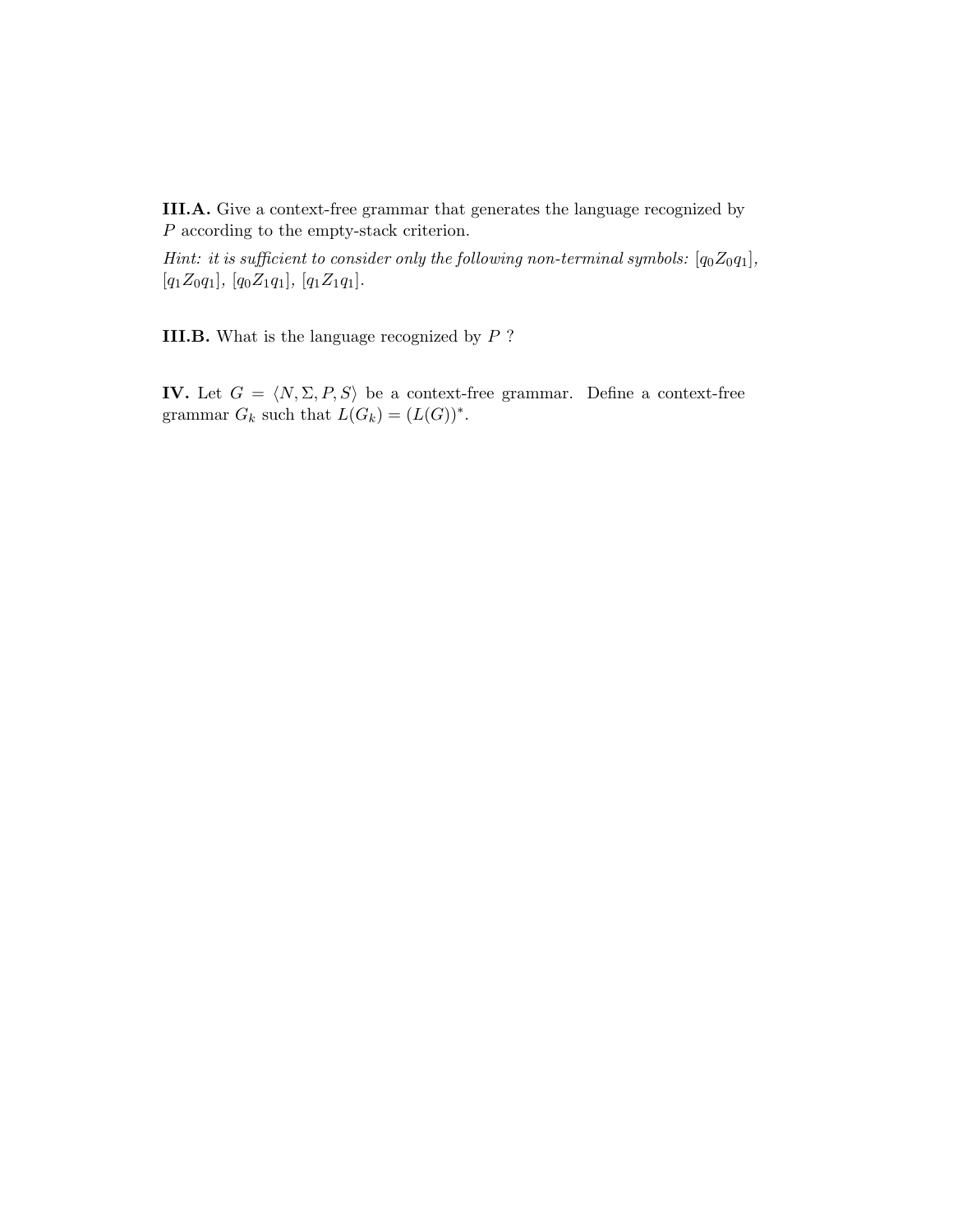**III.A.** Give a context-free grammar that generates the language recognized by $P$ according to the empty-stack criterion.

*Hint: it is sufficient to consider only the following non-terminal symbols:* $[q_0 Z_0 q_1]$, $[q_1 Z_0 q_1]$, $[q_0 Z_1 q_1]$, $[q_1 Z_1 q_1]$.

**III.B.** What is the language recognized by $P$ ?

**IV.** Let $G = \langle N, \Sigma, P, S \rangle$ be a context-free grammar. Define a context-free grammar $G_k$ such that $L(G_k) = (L(G))^*$.